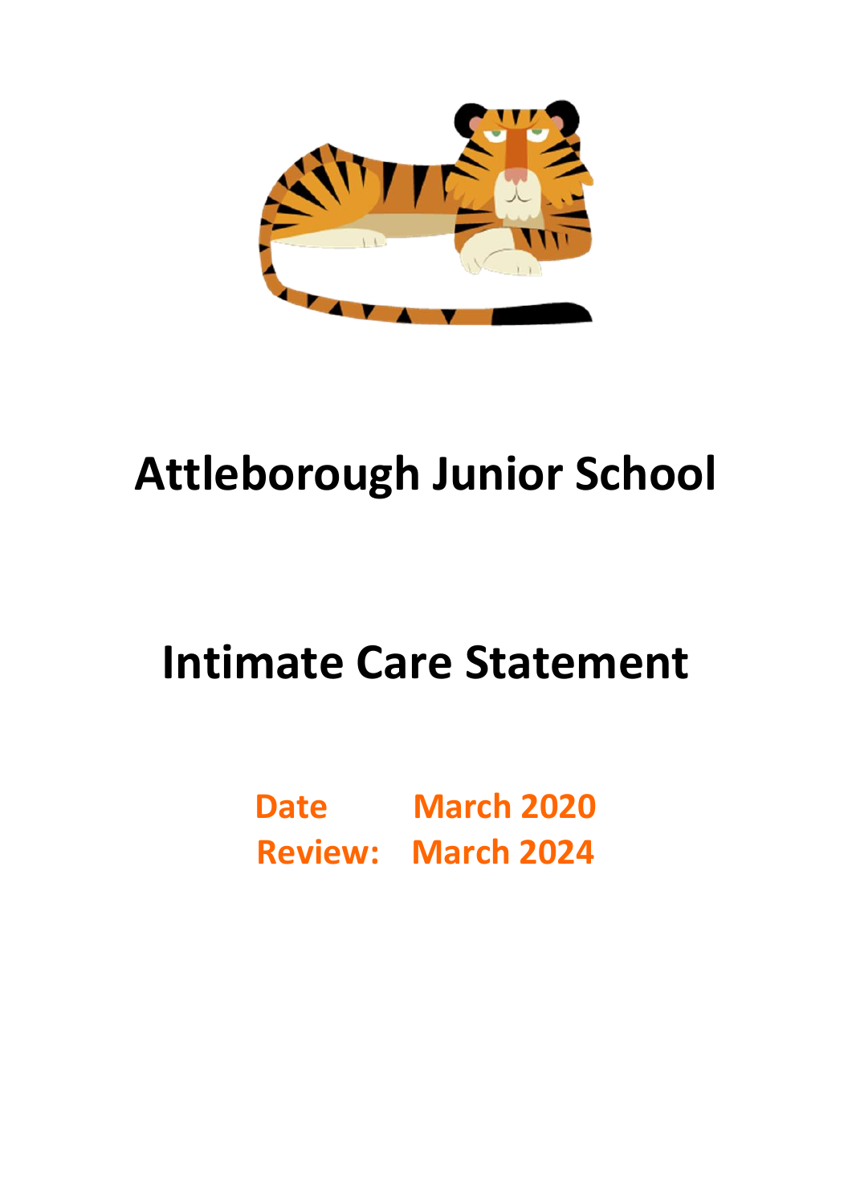# Attleborough Junior School

# Intimate Care Statement

**Date March 2020**
**Review: March 2024**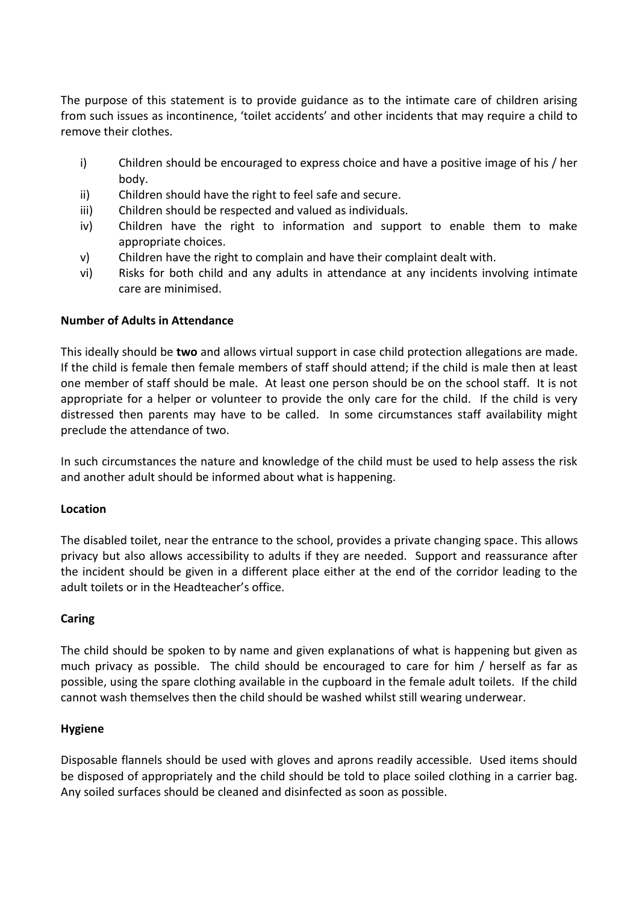The purpose of this statement is to provide guidance as to the intimate care of children arising from such issues as incontinence, 'toilet accidents' and other incidents that may require a child to remove their clothes.

i) Children should be encouraged to express choice and have a positive image of his / her body.
ii) Children should have the right to feel safe and secure.
iii) Children should be respected and valued as individuals.
iv) Children have the right to information and support to enable them to make appropriate choices.
v) Children have the right to complain and have their complaint dealt with.
vi) Risks for both child and any adults in attendance at any incidents involving intimate care are minimised.

**Number of Adults in Attendance**

This ideally should be **two** and allows virtual support in case child protection allegations are made. If the child is female then female members of staff should attend; if the child is male then at least one member of staff should be male. At least one person should be on the school staff. It is not appropriate for a helper or volunteer to provide the only care for the child. If the child is very distressed then parents may have to be called. In some circumstances staff availability might preclude the attendance of two.

In such circumstances the nature and knowledge of the child must be used to help assess the risk and another adult should be informed about what is happening.

**Location**

The disabled toilet, near the entrance to the school, provides a private changing space. This allows privacy but also allows accessibility to adults if they are needed. Support and reassurance after the incident should be given in a different place either at the end of the corridor leading to the adult toilets or in the Headteacher's office.

**Caring**

The child should be spoken to by name and given explanations of what is happening but given as much privacy as possible. The child should be encouraged to care for him / herself as far as possible, using the spare clothing available in the cupboard in the female adult toilets. If the child cannot wash themselves then the child should be washed whilst still wearing underwear.

**Hygiene**

Disposable flannels should be used with gloves and aprons readily accessible. Used items should be disposed of appropriately and the child should be told to place soiled clothing in a carrier bag. Any soiled surfaces should be cleaned and disinfected as soon as possible.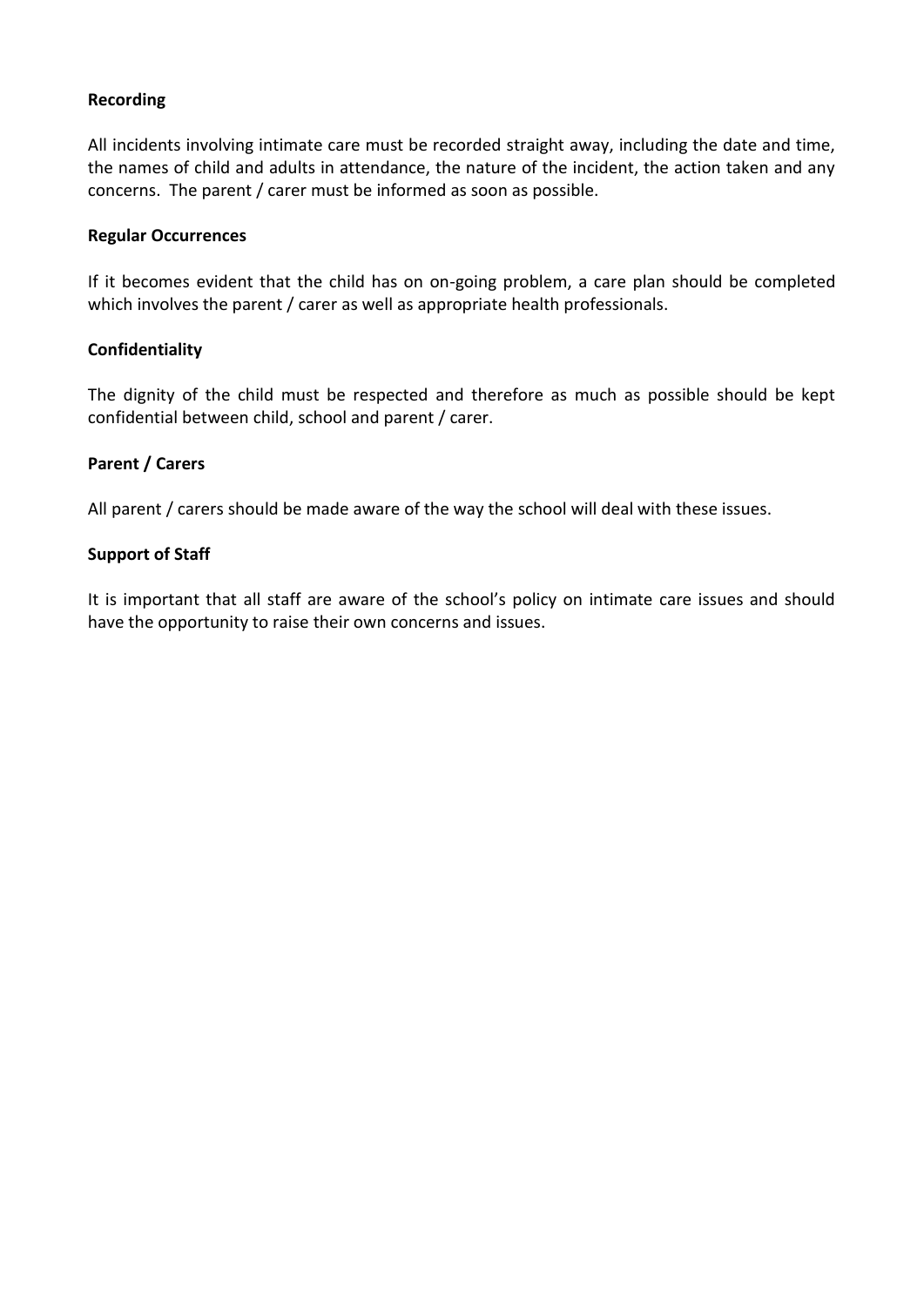**Recording**

All incidents involving intimate care must be recorded straight away, including the date and time, the names of child and adults in attendance, the nature of the incident, the action taken and any concerns. The parent / carer must be informed as soon as possible.

**Regular Occurrences**

If it becomes evident that the child has on on-going problem, a care plan should be completed which involves the parent / carer as well as appropriate health professionals.

**Confidentiality**

The dignity of the child must be respected and therefore as much as possible should be kept confidential between child, school and parent / carer.

**Parent / Carers**

All parent / carers should be made aware of the way the school will deal with these issues.

**Support of Staff**

It is important that all staff are aware of the school's policy on intimate care issues and should have the opportunity to raise their own concerns and issues.